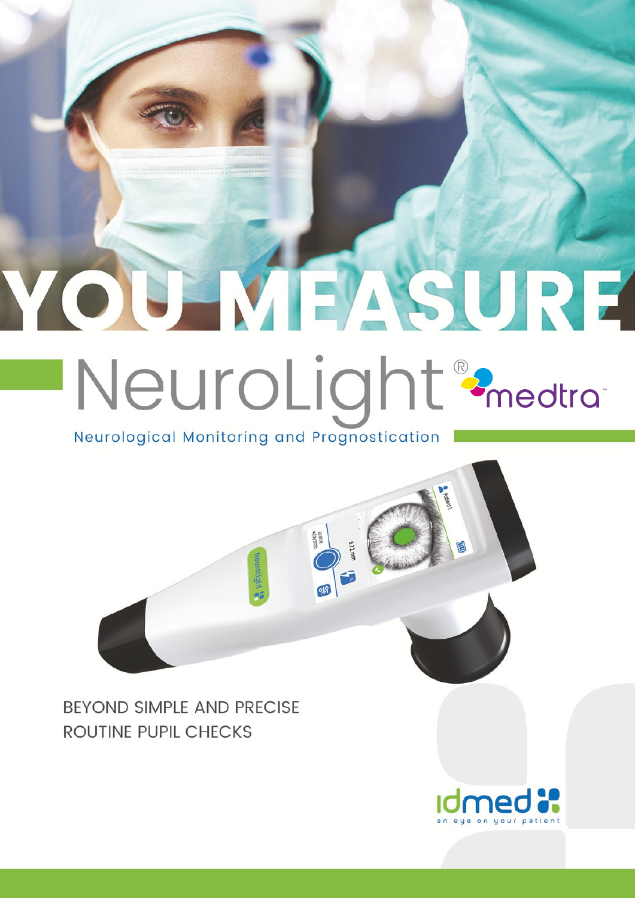# YOU MEASURE

# NeuroLight® medtra™

## Neurological Monitoring and Prognostication

BEYOND SIMPLE AND PRECISE
ROUTINE PUPIL CHECKS

idmed
an eye on your patient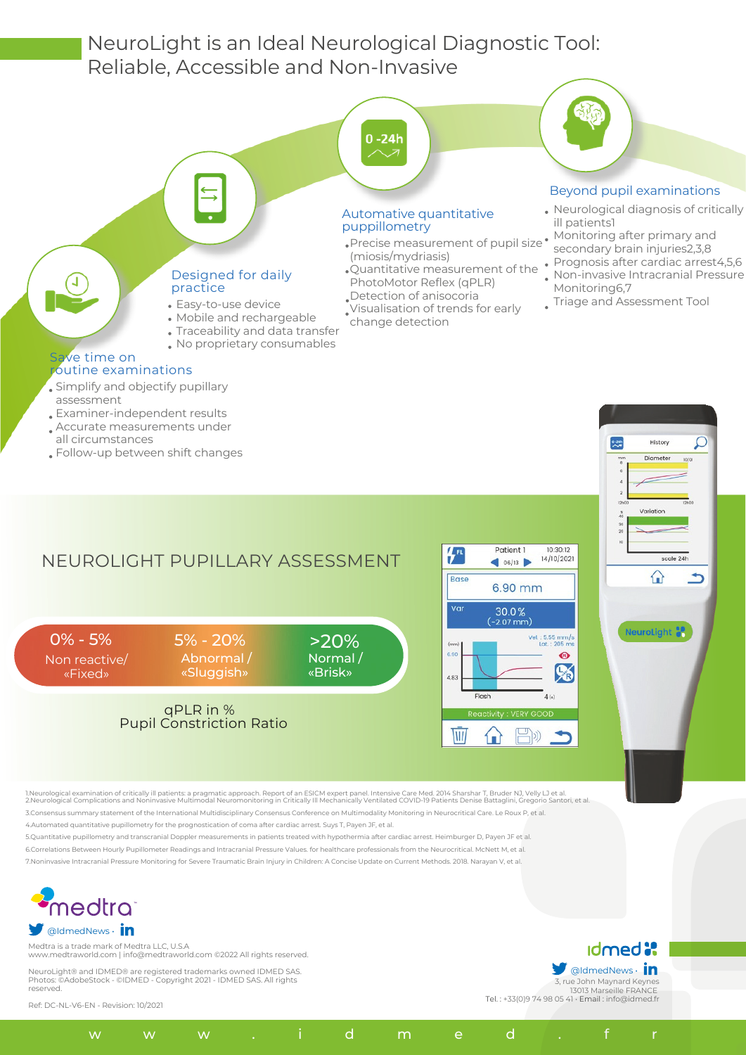# NeuroLight is an Ideal Neurological Diagnostic Tool: Reliable, Accessible and Non-Invasive

### Save time on routine examinations

- Simplify and objectify pupillary assessment
- Examiner-independent results
- Accurate measurements under all circumstances
- Follow-up between shift changes

### Designed for daily practice

- Easy-to-use device
- Mobile and rechargeable
- Traceability and data transfer
- No proprietary consumables

### Automative quantitative puppillometry

0 -24h

- Precise measurement of pupil size (miosis/mydriasis)
- Quantitative measurement of the PhotoMotor Reflex (qPLR)
- Detection of anisocoria
- Visualisation of trends for early change detection

### Beyond pupil examinations

- Neurological diagnosis of critically ill patients1
- Monitoring after primary and secondary brain injuries2,3,8
- Prognosis after cardiac arrest4,5,6
- Non-invasive Intracranial Pressure Monitoring6,7
- Triage and Assessment Tool

## NEUROLIGHT PUPILLARY ASSESSMENT

| 0% - 5% | 5% - 20% | >20% |
|---|---|---|
| Non reactive/ «Fixed» | Abnormal / «Sluggish» | Normal / «Brisk» |

qPLR in %
Pupil Constriction Ratio

Patient 1 10:30:12
06/13 14/10/2021
Base 6.90 mm
Var 30.0 % (-2.07 mm)
Vel. : 5.55 mm/s
Lat. : 205 ms
(mm)
6.90
4.83
Flash 4 (s)
Reactivity : VERY GOOD

History
Diameter
Variation
scale 24h

NeuroLight

1.Neurological examination of critically ill patients: a pragmatic approach. Report of an ESICM expert panel. Intensive Care Med. 2014 Sharshar T, Bruder NJ, Velly LJ et al.
2.Neurological Complications and Noninvasive Multimodal Neuromonitoring in Critically Ill Mechanically Ventilated COVID-19 Patients Denise Battaglini, Gregorio Santori, et al.
3.Consensus summary statement of the International Multidisciplinary Consensus Conference on Multimodality Monitoring in Neurocritical Care. Le Roux P, et al.
4.Automated quantitative pupillometry for the prognostication of coma after cardiac arrest. Suys T, Payen JF, et al.
5.Quantitative pupillometry and transcranial Doppler measurements in patients treated with hypothermia after cardiac arrest. Heimburger D, Payen JF et al.
6.Correlations Between Hourly Pupillometer Readings and Intracranial Pressure Values. for healthcare professionals from the Neurocritical. McNett M, et al.
7.Noninvasive Intracranial Pressure Monitoring for Severe Traumatic Brain Injury in Children: A Concise Update on Current Methods. 2018. Narayan V, et al.

medtra
@IdmedNews · in

Medtra is a trade mark of Medtra LLC, U.S.A
www.medtraworld.com | info@medtraworld.com ©2022 All rights reserved.

NeuroLight® and IDMED® are registered trademarks owned IDMED SAS.
Photos: ©AdobeStock - ©IDMED - Copyright 2021 - IDMED SAS. All rights reserved.

Ref: DC-NL-V6-EN - Revision: 10/2021

idmed
@IdmedNews · in
3, rue John Maynard Keynes
13013 Marseille FRANCE
Tel. : +33(0)9 74 98 05 41 · Email : info@idmed.fr

www.idmed.fr